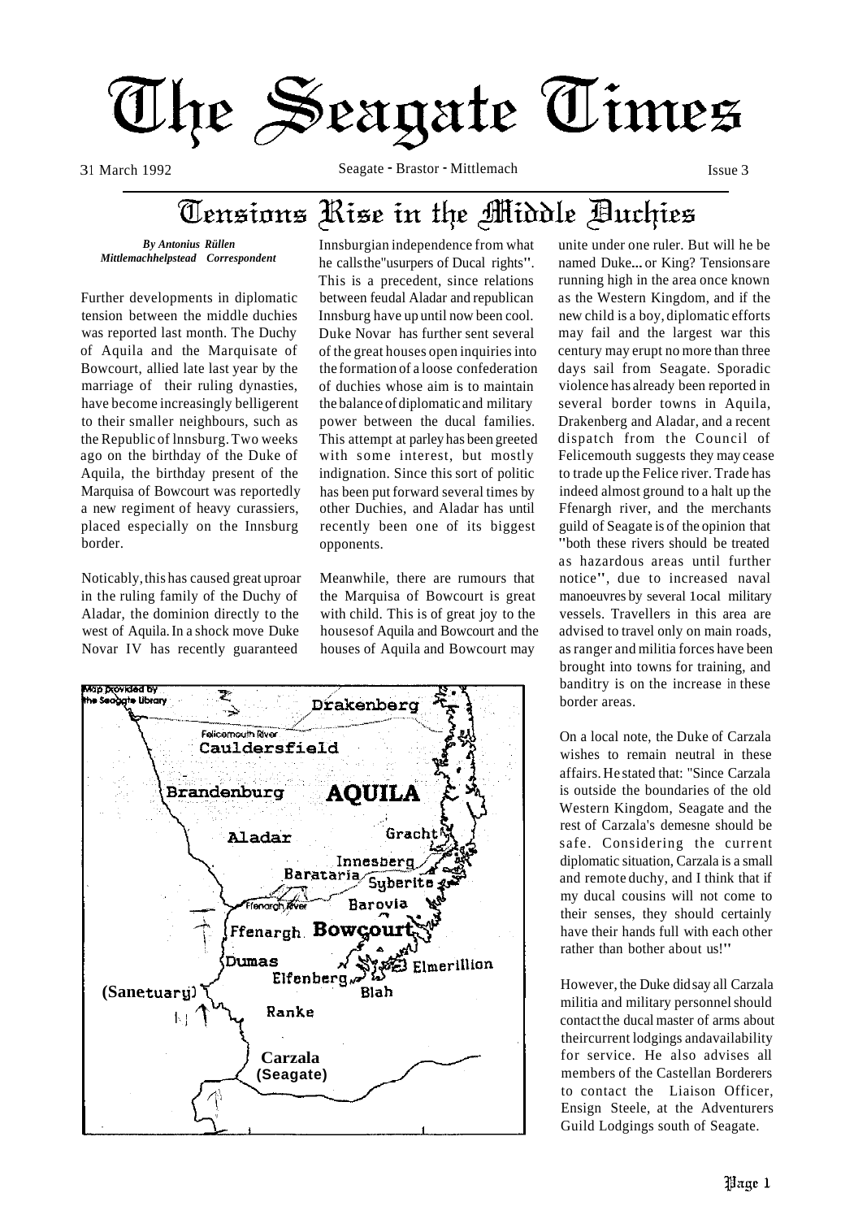# The Seagate Times

31 March 1992 — Seagate - Brastor - Mittlemach — Issue 3

## Tensions Rise in the Middle Duchies

***By Antonius Rüllen***
***Mittlemachhelpstead Correspondent***

Further developments in diplomatic tension between the middle duchies was reported last month. The Duchy of Aquila and the Marquisate of Bowcourt, allied late last year by the marriage of their ruling dynasties, have become increasingly belligerent to their smaller neighbours, such as the Republic of lnnsburg. Two weeks ago on the birthday of the Duke of Aquila, the birthday present of the Marquisa of Bowcourt was reportedly a new regiment of heavy curassiers, placed especially on the Innsburg border.

Noticably, this has caused great uproar in the ruling family of the Duchy of Aladar, the dominion directly to the west of Aquila. In a shock move Duke Novar IV has recently guaranteed Innsburgian independence from what he calls the "usurpers of Ducal rights". This is a precedent, since relations between feudal Aladar and republican Innsburg have up until now been cool. Duke Novar has further sent several of the great houses open inquiries into the formation of a loose confederation of duchies whose aim is to maintain the balance of diplomatic and military power between the ducal families. This attempt at parley has been greeted with some interest, but mostly indignation. Since this sort of politic has been put forward several times by other Duchies, and Aladar has until recently been one of its biggest opponents.

Meanwhile, there are rumours that the Marquisa of Bowcourt is great with child. This is of great joy to the houses of Aquila and Bowcourt and the houses of Aquila and Bowcourt may unite under one ruler. But will he be named Duke... or King? Tensions are running high in the area once known as the Western Kingdom, and if the new child is a boy, diplomatic efforts may fail and the largest war this century may erupt no more than three days sail from Seagate. Sporadic violence has already been reported in several border towns in Aquila, Drakenberg and Aladar, and a recent dispatch from the Council of Felicemouth suggests they may cease to trade up the Felice river. Trade has indeed almost ground to a halt up the Ffenargh river, and the merchants guild of Seagate is of the opinion that "both these rivers should be treated as hazardous areas until further notice", due to increased naval manoeuvres by several 1ocal military vessels. Travellers in this area are advised to travel only on main roads, as ranger and militia forces have been brought into towns for training, and banditry is on the increase in these border areas.

On a local note, the Duke of Carzala wishes to remain neutral in these affairs. He stated that: "Since Carzala is outside the boundaries of the old Western Kingdom, Seagate and the rest of Carzala's demesne should be safe. Considering the current diplomatic situation, Carzala is a small and remote duchy, and I think that if my ducal cousins will not come to their senses, they should certainly have their hands full with each other rather than bother about us!"

However, the Duke did say all Carzala militia and military personnel should contact the ducal master of arms about their current lodgings and availability for service. He also advises all members of the Castellan Borderers to contact the Liaison Officer, Ensign Steele, at the Adventurers Guild Lodgings south of Seagate.

Map provided by the Seagate Library

Drakenberg · Felicemouth River · Cauldersfield · Brandenburg · AQUILA · Aladar · Gracht · Innesberg · Barataria · Syberite · Ffenargh River · Barovia · Ffenargh · Bowcourt · Dumas · Elmerillion · Elfenberg · Blah · (Sanctuary) · Ranke · Carzala (Seagate)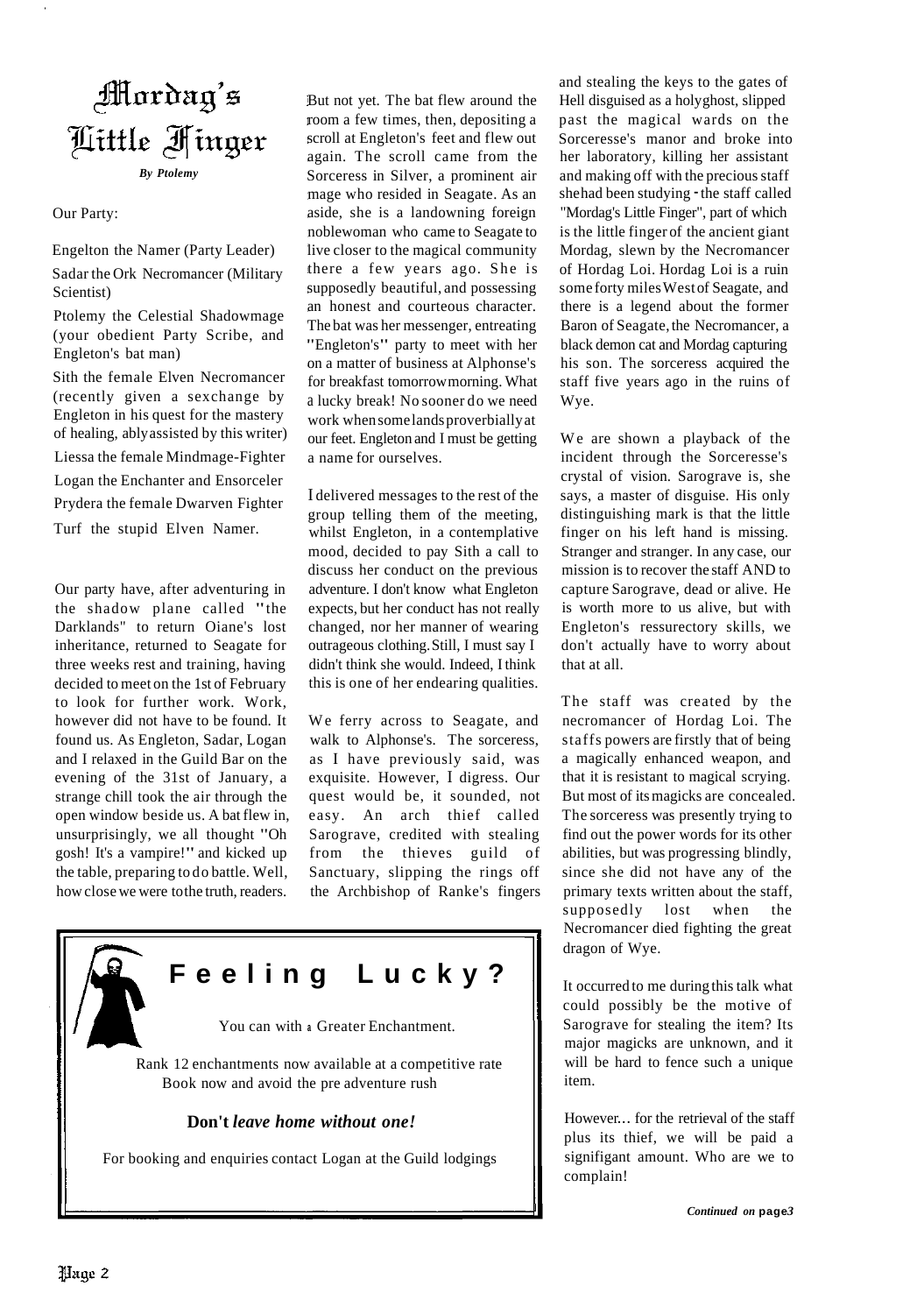# Mordag's Little Finger

*By Ptolemy*

Our Party:

Engelton the Namer (Party Leader)

Sadar the Ork Necromancer (Military Scientist)

Ptolemy the Celestial Shadowmage (your obedient Party Scribe, and Engleton's bat man)

Sith the female Elven Necromancer (recently given a sexchange by Engleton in his quest for the mastery of healing, ablyassisted by this writer)

Liessa the female Mindmage-Fighter

Logan the Enchanter and Ensorceler

Prydera the female Dwarven Fighter

Turf the stupid Elven Namer.

Our party have, after adventuring in the shadow plane called "the Darklands" to return Oiane's lost inheritance, returned to Seagate for three weeks rest and training, having decided to meet on the 1st of February to look for further work. Work, however did not have to be found. It found us. As Engleton, Sadar, Logan and I relaxed in the Guild Bar on the evening of the 31st of January, a strange chill took the air through the open window beside us. A bat flew in, unsurprisingly, we all thought "Oh gosh! It's a vampire!" and kicked up the table, preparing to do battle. Well, how close we were to the truth, readers.

But not yet. The bat flew around the room a few times, then, depositing a scroll at Engleton's feet and flew out again. The scroll came from the Sorceress in Silver, a prominent air mage who resided in Seagate. As an aside, she is a landowning foreign noblewoman who came to Seagate to live closer to the magical community there a few years ago. She is supposedly beautiful, and possessing an honest and courteous character. The bat was her messenger, entreating "Engleton's" party to meet with her on a matter of business at Alphonse's for breakfast tomorrow morning. What a lucky break! No sooner do we need work when some lands proverbially at our feet. Engleton and I must be getting a name for ourselves.

I delivered messages to the rest of the group telling them of the meeting, whilst Engleton, in a contemplative mood, decided to pay Sith a call to discuss her conduct on the previous adventure. I don't know what Engleton expects, but her conduct has not really changed, nor her manner of wearing outrageous clothing. Still, I must say I didn't think she would. Indeed, I think this is one of her endearing qualities.

We ferry across to Seagate, and walk to Alphonse's. The sorceress, as I have previously said, was exquisite. However, I digress. Our quest would be, it sounded, not easy. An arch thief called Sarograve, credited with stealing from the thieves guild of Sanctuary, slipping the rings off the Archbishop of Ranke's fingers and stealing the keys to the gates of Hell disguised as a holyghost, slipped past the magical wards on the Sorceresse's manor and broke into her laboratory, killing her assistant and making off with the precious staff she had been studying - the staff called "Mordag's Little Finger", part of which is the little finger of the ancient giant Mordag, slewn by the Necromancer of Hordag Loi. Hordag Loi is a ruin some forty miles West of Seagate, and there is a legend about the former Baron of Seagate, the Necromancer, a black demon cat and Mordag capturing his son. The sorceress acquired the staff five years ago in the ruins of Wye.

We are shown a playback of the incident through the Sorceresse's crystal of vision. Sarograve is, she says, a master of disguise. His only distinguishing mark is that the little finger on his left hand is missing. Stranger and stranger. In any case, our mission is to recover the staff AND to capture Sarograve, dead or alive. He is worth more to us alive, but with Engleton's ressurectory skills, we don't actually have to worry about that at all.

The staff was created by the necromancer of Hordag Loi. The staffs powers are firstly that of being a magically enhanced weapon, and that it is resistant to magical scrying. But most of its magicks are concealed. The sorceress was presently trying to find out the power words for its other abilities, but was progressing blindly, since she did not have any of the primary texts written about the staff, supposedly lost when the Necromancer died fighting the great dragon of Wye.

It occurred to me during this talk what could possibly be the motive of Sarograve for stealing the item? Its major magicks are unknown, and it will be hard to fence such a unique item.

However... for the retrieval of the staff plus its thief, we will be paid a signifigant amount. Who are we to complain!

*Continued on page 3*

---

## Feeling Lucky?

You can with a Greater Enchantment.

Rank 12 enchantments now available at a competitive rate
Book now and avoid the pre adventure rush

**Don't** ***leave home without one!***

For booking and enquiries contact Logan at the Guild lodgings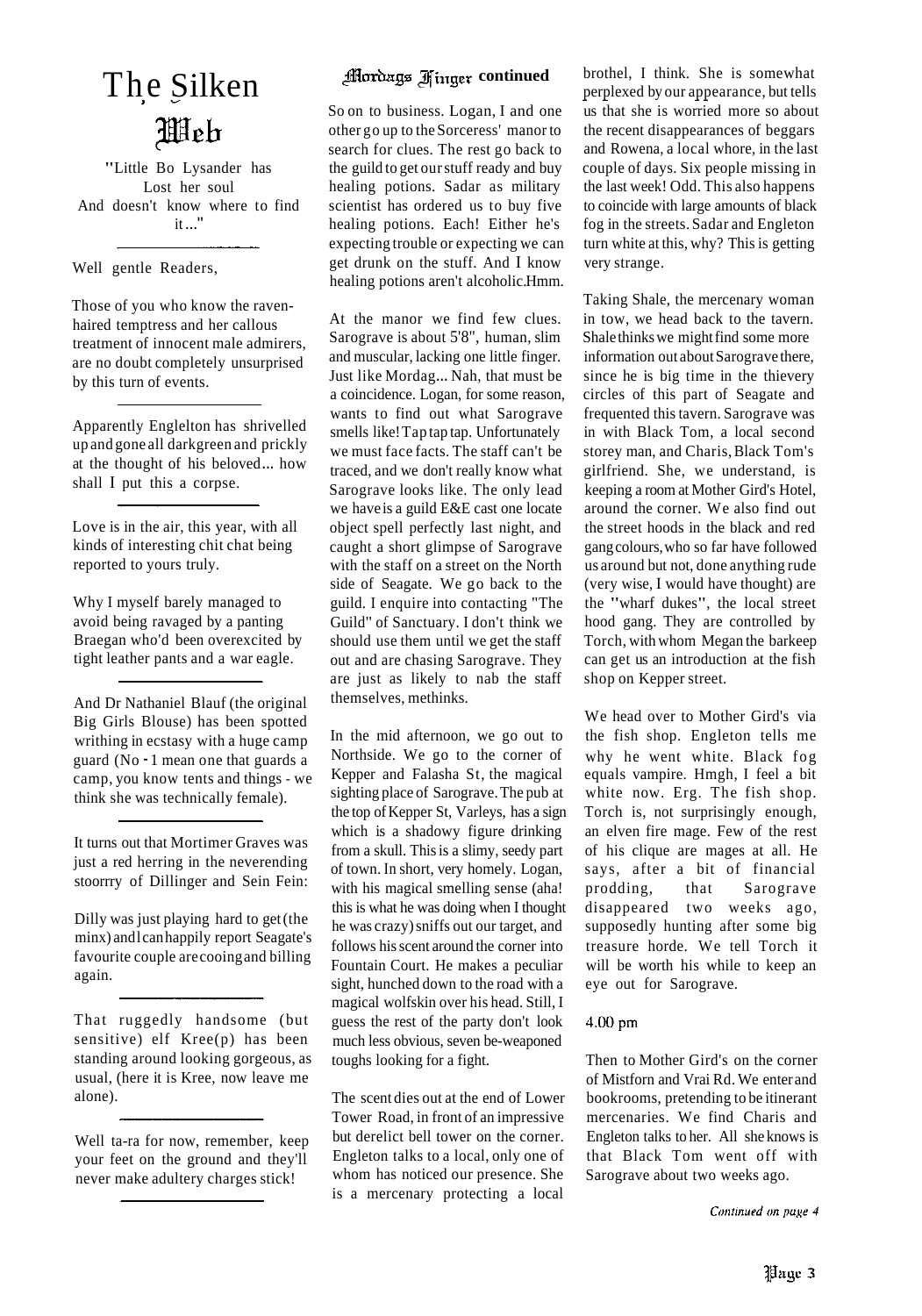# The Silken Web

"Little Bo Lysander has
Lost her soul
And doesn't know where to find
it..."

Well gentle Readers,

Those of you who know the raven-haired temptress and her callous treatment of innocent male admirers, are no doubt completely unsurprised by this turn of events.

Apparently Englelton has shrivelled up and gone all darkgreen and prickly at the thought of his beloved... how shall I put this a corpse.

Love is in the air, this year, with all kinds of interesting chit chat being reported to yours truly.

Why I myself barely managed to avoid being ravaged by a panting Braegan who'd been overexcited by tight leather pants and a war eagle.

And Dr Nathaniel Blauf (the original Big Girls Blouse) has been spotted writhing in ecstasy with a huge camp guard (No - I mean one that guards a camp, you know tents and things - we think she was technically female).

It turns out that Mortimer Graves was just a red herring in the neverending stoorrry of Dillinger and Sein Fein:

Dilly was just playing hard to get (the minx) and I can happily report Seagate's favourite couple are cooing and billing again.

That ruggedly handsome (but sensitive) elf Kree(p) has been standing around looking gorgeous, as usual, (here it is Kree, now leave me alone).

Well ta-ra for now, remember, keep your feet on the ground and they'll never make adultery charges stick!

## Mordags Finger continued

So on to business. Logan, I and one other go up to the Sorceress' manor to search for clues. The rest go back to the guild to get our stuff ready and buy healing potions. Sadar as military scientist has ordered us to buy five healing potions. Each! Either he's expecting trouble or expecting we can get drunk on the stuff. And I know healing potions aren't alcoholic. Hmm.

At the manor we find few clues. Sarograve is about 5'8", human, slim and muscular, lacking one little finger. Just like Mordag... Nah, that must be a coincidence. Logan, for some reason, wants to find out what Sarograve smells like! Tap tap tap. Unfortunately we must face facts. The staff can't be traced, and we don't really know what Sarograve looks like. The only lead we have is a guild E&E cast one locate object spell perfectly last night, and caught a short glimpse of Sarograve with the staff on a street on the North side of Seagate. We go back to the guild. I enquire into contacting "The Guild" of Sanctuary. I don't think we should use them until we get the staff out and are chasing Sarograve. They are just as likely to nab the staff themselves, methinks.

In the mid afternoon, we go out to Northside. We go to the corner of Kepper and Falasha St, the magical sighting place of Sarograve. The pub at the top of Kepper St, Varleys, has a sign which is a shadowy figure drinking from a skull. This is a slimy, seedy part of town. In short, very homely. Logan, with his magical smelling sense (aha! this is what he was doing when I thought he was crazy) sniffs out our target, and follows his scent around the corner into Fountain Court. He makes a peculiar sight, hunched down to the road with a magical wolfskin over his head. Still, I guess the rest of the party don't look much less obvious, seven be-weaponed toughs looking for a fight.

The scent dies out at the end of Lower Tower Road, in front of an impressive but derelict bell tower on the corner. Engleton talks to a local, only one of whom has noticed our presence. She is a mercenary protecting a local brothel, I think. She is somewhat perplexed by our appearance, but tells us that she is worried more so about the recent disappearances of beggars and Rowena, a local whore, in the last couple of days. Six people missing in the last week! Odd. This also happens to coincide with large amounts of black fog in the streets. Sadar and Engleton turn white at this, why? This is getting very strange.

Taking Shale, the mercenary woman in tow, we head back to the tavern. Shale thinks we might find some more information out about Sarograve there, since he is big time in the thievery circles of this part of Seagate and frequented this tavern. Sarograve was in with Black Tom, a local second storey man, and Charis, Black Tom's girlfriend. She, we understand, is keeping a room at Mother Gird's Hotel, around the corner. We also find out the street hoods in the black and red gang colours, who so far have followed us around but not, done anything rude (very wise, I would have thought) are the "wharf dukes", the local street hood gang. They are controlled by Torch, with whom Megan the barkeep can get us an introduction at the fish shop on Kepper street.

We head over to Mother Gird's via the fish shop. Engleton tells me why he went white. Black fog equals vampire. Hmgh, I feel a bit white now. Erg. The fish shop. Torch is, not surprisingly enough, an elven fire mage. Few of the rest of his clique are mages at all. He says, after a bit of financial prodding, that Sarograve disappeared two weeks ago, supposedly hunting after some big treasure horde. We tell Torch it will be worth his while to keep an eye out for Sarograve.

4.00 pm

Then to Mother Gird's on the corner of Mistforn and Vrai Rd. We enter and bookrooms, pretending to be itinerant mercenaries. We find Charis and Engleton talks to her. All she knows is that Black Tom went off with Sarograve about two weeks ago.

*Continued on page 4*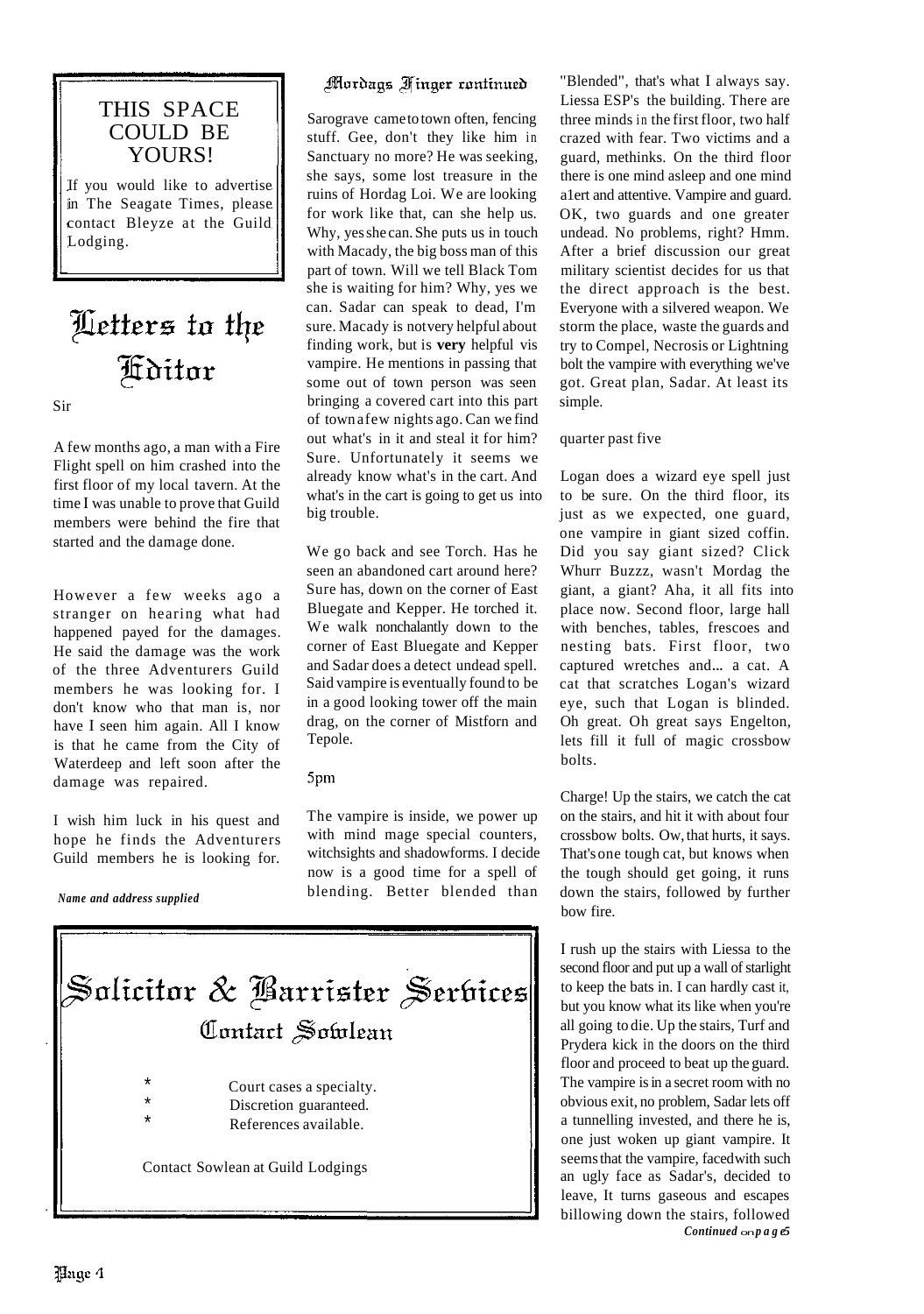**THIS SPACE COULD BE YOURS!**

If you would like to advertise in The Seagate Times, please contact Bleyze at the Guild Lodging.

# Letters to the Editor

Sir

A few months ago, a man with a Fire Flight spell on him crashed into the first floor of my local tavern. At the time I was unable to prove that Guild members were behind the fire that started and the damage done.

However a few weeks ago a stranger on hearing what had happened payed for the damages. He said the damage was the work of the three Adventurers Guild members he was looking for. I don't know who that man is, nor have I seen him again. All I know is that he came from the City of Waterdeep and left soon after the damage was repaired.

I wish him luck in his quest and hope he finds the Adventurers Guild members he is looking for.

*Name and address supplied*

# Solicitor & Barrister Services

## Contact Sowlean

* Court cases a specialty.
* Discretion guaranteed.
* References available.

Contact Sowlean at Guild Lodgings

## Mordags Finger continued

Sarograve came to town often, fencing stuff. Gee, don't they like him in Sanctuary no more? He was seeking, she says, some lost treasure in the ruins of Hordag Loi. We are looking for work like that, can she help us. Why, yes she can. She puts us in touch with Macady, the big boss man of this part of town. Will we tell Black Tom she is waiting for him? Why, yes we can. Sadar can speak to dead, I'm sure. Macady is not very helpful about finding work, but is **very** helpful vis vampire. He mentions in passing that some out of town person was seen bringing a covered cart into this part of town a few nights ago. Can we find out what's in it and steal it for him? Sure. Unfortunately it seems we already know what's in the cart. And what's in the cart is going to get us into big trouble.

We go back and see Torch. Has he seen an abandoned cart around here? Sure has, down on the corner of East Bluegate and Kepper. He torched it. We walk nonchalantly down to the corner of East Bluegate and Kepper and Sadar does a detect undead spell. Said vampire is eventually found to be in a good looking tower off the main drag, on the corner of Mistforn and Tepole.

5pm

The vampire is inside, we power up with mind mage special counters, witchsights and shadowforms. I decide now is a good time for a spell of blending. Better blended than "Blended", that's what I always say. Liessa ESP's the building. There are three minds in the first floor, two half crazed with fear. Two victims and a guard, methinks. On the third floor there is one mind asleep and one mind alert and attentive. Vampire and guard. OK, two guards and one greater undead. No problems, right? Hmm. After a brief discussion our great military scientist decides for us that the direct approach is the best. Everyone with a silvered weapon. We storm the place, waste the guards and try to Compel, Necrosis or Lightning bolt the vampire with everything we've got. Great plan, Sadar. At least its simple.

quarter past five

Logan does a wizard eye spell just to be sure. On the third floor, its just as we expected, one guard, one vampire in giant sized coffin. Did you say giant sized? Click Whurr Buzzz, wasn't Mordag the giant, a giant? Aha, it all fits into place now. Second floor, large hall with benches, tables, frescoes and nesting bats. First floor, two captured wretches and... a cat. A cat that scratches Logan's wizard eye, such that Logan is blinded. Oh great. Oh great says Engelton, lets fill it full of magic crossbow bolts.

Charge! Up the stairs, we catch the cat on the stairs, and hit it with about four crossbow bolts. Ow, that hurts, it says. That's one tough cat, but knows when the tough should get going, it runs down the stairs, followed by further bow fire.

I rush up the stairs with Liessa to the second floor and put up a wall of starlight to keep the bats in. I can hardly cast it, but you know what its like when you're all going to die. Up the stairs, Turf and Prydera kick in the doors on the third floor and proceed to beat up the guard. The vampire is in a secret room with no obvious exit, no problem, Sadar lets off a tunnelling invested, and there he is, one just woken up giant vampire. It seems that the vampire, faced with such an ugly face as Sadar's, decided to leave, It turns gaseous and escapes billowing down the stairs, followed

*Continued on page 5*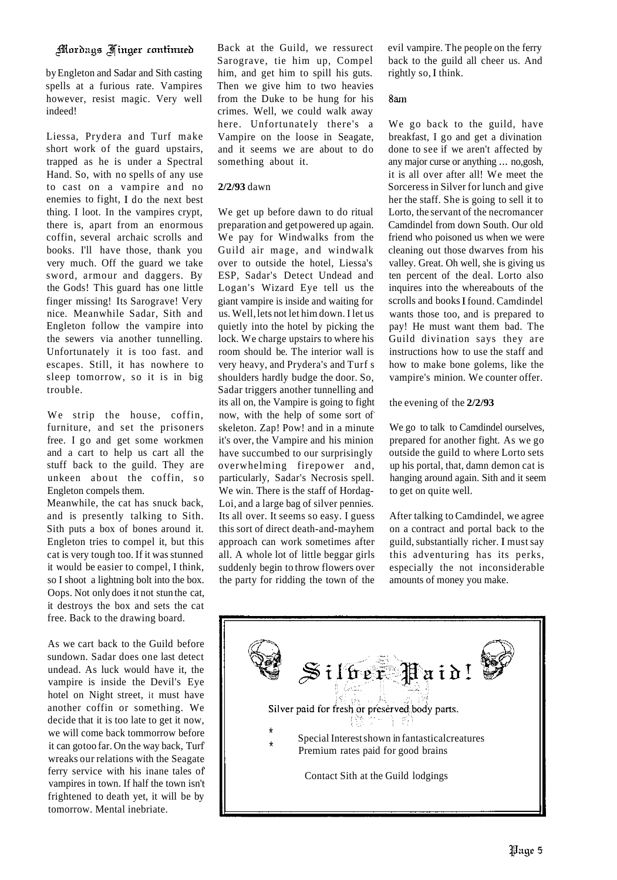## Hordags Finger continued

by Engleton and Sadar and Sith casting spells at a furious rate. Vampires however, resist magic. Very well indeed!

Liessa, Prydera and Turf make short work of the guard upstairs, trapped as he is under a Spectral Hand. So, with no spells of any use to cast on a vampire and no enemies to fight, I do the next best thing. I loot. In the vampires crypt, there is, apart from an enormous coffin, several archaic scrolls and books. I'll have those, thank you very much. Off the guard we take sword, armour and daggers. By the Gods! This guard has one little finger missing! Its Sarograve! Very nice. Meanwhile Sadar, Sith and Engleton follow the vampire into the sewers via another tunnelling. Unfortunately it is too fast. and escapes. Still, it has nowhere to sleep tomorrow, so it is in big trouble.

We strip the house, coffin, furniture, and set the prisoners free. I go and get some workmen and a cart to help us cart all the stuff back to the guild. They are unkeen about the coffin, so Engleton compels them.

Meanwhile, the cat has snuck back, and is presently talking to Sith. Sith puts a box of bones around it. Engleton tries to compel it, but this cat is very tough too. If it was stunned it would be easier to compel, I think, so I shoot a lightning bolt into the box. Oops. Not only does it not stun the cat, it destroys the box and sets the cat free. Back to the drawing board.

As we cart back to the Guild before sundown. Sadar does one last detect undead. As luck would have it, the vampire is inside the Devil's Eye hotel on Night street, it must have another coffin or something. We decide that it is too late to get it now, we will come back tommorrow before it can gotoo far. On the way back, Turf wreaks our relations with the Seagate ferry service with his inane tales of vampires in town. If half the town isn't frightened to death yet, it will be by tomorrow. Mental inebriate.

Back at the Guild, we ressurect Sarograve, tie him up, Compel him, and get him to spill his guts. Then we give him to two heavies from the Duke to be hung for his crimes. Well, we could walk away here. Unfortunately there's a Vampire on the loose in Seagate, and it seems we are about to do something about it.

**2/2/93** dawn

We get up before dawn to do ritual preparation and getpowered up again. We pay for Windwalks from the Guild air mage, and windwalk over to outside the hotel, Liessa's ESP, Sadar's Detect Undead and Logan's Wizard Eye tell us the giant vampire is inside and waiting for us. Well, lets not let him down. I let us quietly into the hotel by picking the lock. We charge upstairs to where his room should be. The interior wall is very heavy, and Prydera's and Turf s shoulders hardly budge the door. So, Sadar triggers another tunnelling and its all on, the Vampire is going to fight now, with the help of some sort of skeleton. Zap! Pow! and in a minute it's over, the Vampire and his minion have succumbed to our surprisingly overwhelming firepower and, particularly, Sadar's Necrosis spell. We win. There is the staff of Hordag-Loi, and a large bag of silver pennies. Its all over. It seems so easy. I guess this sort of direct death-and-mayhem approach can work sometimes after all. A whole lot of little beggar girls suddenly begin to throw flowers over the party for ridding the town of the evil vampire. The people on the ferry back to the guild all cheer us. And rightly so, I think.

8am

We go back to the guild, have breakfast, I go and get a divination done to see if we aren't affected by any major curse or anything ... no,gosh, it is all over after all! We meet the Sorceress in Silver for lunch and give her the staff. She is going to sell it to Lorto, the servant of the necromancer Camdindel from down South. Our old friend who poisoned us when we were cleaning out those dwarves from his valley. Great. Oh well, she is giving us ten percent of the deal. Lorto also inquires into the whereabouts of the scrolls and books I found. Camdindel wants those too, and is prepared to pay! He must want them bad. The Guild divination says they are instructions how to use the staff and how to make bone golems, like the vampire's minion. We counter offer.

the evening of the **2/2/93**

We go to talk to Camdindel ourselves, prepared for another fight. As we go outside the guild to where Lorto sets up his portal, that, damn demon cat is hanging around again. Sith and it seem to get on quite well.

After talking to Camdindel, we agree on a contract and portal back to the guild, substantially richer. I must say this adventuring has its perks, especially the not inconsiderable amounts of money you make.

---

## Silver Paid!

Silver paid for fresh or preserved body parts.

- Special Interest shown in fantastical creatures
- Premium rates paid for good brains

Contact Sith at the Guild lodgings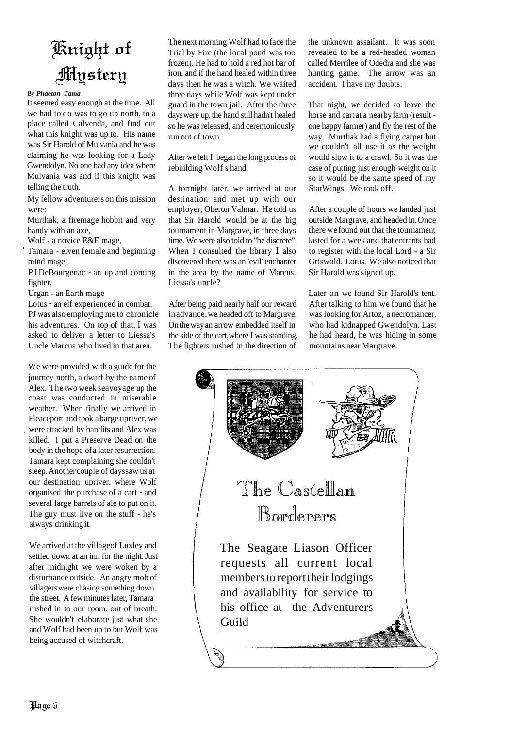# Knight of Mystery

By ***Phaeton Tama***

It seemed easy enough at the time. All we had to do was to go up north, to a place called Calvenda, and find out what this knight was up to. His name was Sir Harold of Mulvania and he was claiming he was looking for a Lady Gwendolyn. No one had any idea where Mulvania was and if this knight was telling the truth.

My fellow adventurers on this mission were:

Murthak, a firemage hobbit and very handy with an axe,

Wolf - a novice E&E mage,

Tamara - elven female and beginning mind mage,

PJ DeBourgenac - an up and coming fighter,

Urgan - an Earth mage

Lotus - an elf experienced in combat.

PJ was also employing me to chronicle his adventures. On top of that, I was asked to deliver a letter to Liessa's Uncle Marcus who lived in that area.

We were provided with a guide for the journey north, a dwarf by the name of Alex. The two week seavoyage up the coast was conducted in miserable weather. When finally we arrived in Fleaceport and took a barge upriver, we were attacked by bandits and Alex was killed. I put a Preserve Dead on the body in the hope of a later resurrection. Tamara kept complaining she couldn't sleep. Another couple of days saw us at our destination upriver, where Wolf organised the purchase of a cart - and several large barrels of ale to put on it. The guy must live on the stuff - he's always drinking it.

We arrived at the village of Luxley and settled down at an inn for the night. Just after midnight we were woken by a disturbance outside. An angry mob of villagers were chasing something down the street. A few minutes later, Tamara rushed in to our room. out of breath. She wouldn't elaborate just what she and Wolf had been up to but Wolf was being accused of witchcraft.

The next morning Wolf had to face the Trial by Fire (the local pond was too frozen). He had to hold a red hot bar of iron, and if the hand healed within three days then he was a witch. We waited three days while Wolf was kept under guard in the town jail. After the three days were up, the hand still hadn't healed so he was released, and ceremoniously run out of town.

After we left I began the long process of rebuilding Wolf s hand.

A fortnight later, we arrived at our destination and met up with our employer, Oberon Valmar. He told us that Sir Harold would be at the big tournament in Margrave, in three days time. We were also told to "be discrete". When I consulted the library I also discovered there was an 'evil' enchanter in the area by the name of Marcus. Liessa's uncle?

After being paid nearly half our reward in advance, we headed off to Margrave. On the way an arrow embedded itself in the side of the cart, where I was standing. The fighters rushed in the direction of the unknown assailant. It was soon revealed to be a red-headed woman called Merrilee of Odedra and she was hunting game. The arrow was an accident. I have my doubts.

That night, we decided to leave the horse and cart at a nearby farm (result - one happy farmer) and fly the rest of the way. Murthak had a flying carpet but we couldn't all use it as the weight would slow it to a crawl. So it was the case of putting just enough weight on it so it would be the same speed of my StarWings. We took off.

After a couple of hours we landed just outside Margrave, and headed in. Once there we found out that the tournament lasted for a week and that entrants had to register with the local Lord - a Sir Griswold. Lotus. We also noticed that Sir Harold was signed up.

Later on we found Sir Harold's tent. After talking to him we found that he was looking for Artoz, a necromancer, who had kidnapped Gwendolyn. Last he had heard, he was hiding in some mountains near Margrave.

## The Castellan Borderers

The Seagate Liason Officer requests all current local members to report their lodgings and availability for service to his office at the Adventurers Guild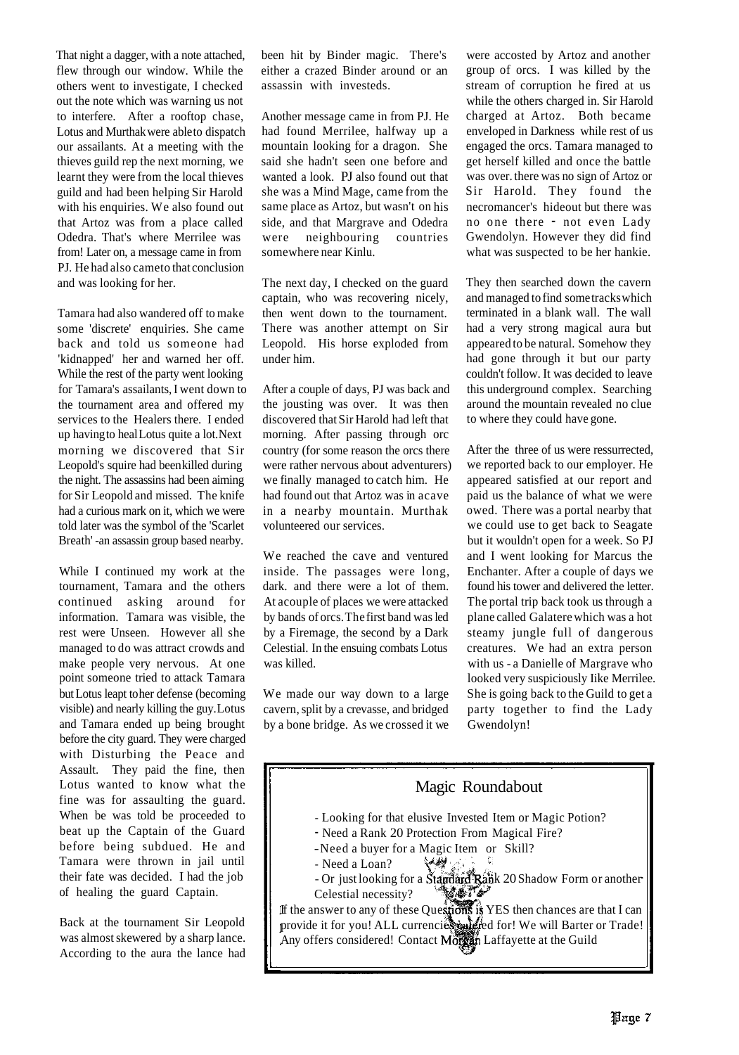That night a dagger, with a note attached, flew through our window. While the others went to investigate, I checked out the note which was warning us not to interfere. After a rooftop chase, Lotus and Murthak were able to dispatch our assailants. At a meeting with the thieves guild rep the next morning, we learnt they were from the local thieves guild and had been helping Sir Harold with his enquiries. We also found out that Artoz was from a place called Odedra. That's where Merrilee was from! Later on, a message came in from PJ. He had also came to that conclusion and was looking for her.

Tamara had also wandered off to make some 'discrete' enquiries. She came back and told us someone had 'kidnapped' her and warned her off. While the rest of the party went looking for Tamara's assailants, I went down to the tournament area and offered my services to the Healers there. I ended up having to heal Lotus quite a lot. Next morning we discovered that Sir Leopold's squire had been killed during the night. The assassins had been aiming for Sir Leopold and missed. The knife had a curious mark on it, which we were told later was the symbol of the 'Scarlet Breath' -an assassin group based nearby.

While I continued my work at the tournament, Tamara and the others continued asking around for information. Tamara was visible, the rest were Unseen. However all she managed to do was attract crowds and make people very nervous. At one point someone tried to attack Tamara but Lotus leapt to her defense (becoming visible) and nearly killing the guy. Lotus and Tamara ended up being brought before the city guard. They were charged with Disturbing the Peace and Assault. They paid the fine, then Lotus wanted to know what the fine was for assaulting the guard. When be was told be proceeded to beat up the Captain of the Guard before being subdued. He and Tamara were thrown in jail until their fate was decided. I had the job of healing the guard Captain.

Back at the tournament Sir Leopold was almost skewered by a sharp lance. According to the aura the lance had been hit by Binder magic. There's either a crazed Binder around or an assassin with investeds.

Another message came in from PJ. He had found Merrilee, halfway up a mountain looking for a dragon. She said she hadn't seen one before and wanted a look. PJ also found out that she was a Mind Mage, came from the same place as Artoz, but wasn't on his side, and that Margrave and Odedra were neighbouring countries somewhere near Kinlu.

The next day, I checked on the guard captain, who was recovering nicely, then went down to the tournament. There was another attempt on Sir Leopold. His horse exploded from under him.

After a couple of days, PJ was back and the jousting was over. It was then discovered that Sir Harold had left that morning. After passing through orc country (for some reason the orcs there were rather nervous about adventurers) we finally managed to catch him. He had found out that Artoz was in acave in a nearby mountain. Murthak volunteered our services.

We reached the cave and ventured inside. The passages were long, dark. and there were a lot of them. At acouple of places we were attacked by bands of orcs. The first band was led by a Firemage, the second by a Dark Celestial. In the ensuing combats Lotus was killed.

We made our way down to a large cavern, split by a crevasse, and bridged by a bone bridge. As we crossed it we were accosted by Artoz and another group of orcs. I was killed by the stream of corruption he fired at us while the others charged in. Sir Harold charged at Artoz. Both became enveloped in Darkness while rest of us engaged the orcs. Tamara managed to get herself killed and once the battle was over. there was no sign of Artoz or Sir Harold. They found the necromancer's hideout but there was no one there - not even Lady Gwendolyn. However they did find what was suspected to be her hankie.

They then searched down the cavern and managed to find some tracks which terminated in a blank wall. The wall had a very strong magical aura but appeared to be natural. Somehow they had gone through it but our party couldn't follow. It was decided to leave this underground complex. Searching around the mountain revealed no clue to where they could have gone.

After the three of us were ressurrected, we reported back to our employer. He appeared satisfied at our report and paid us the balance of what we were owed. There was a portal nearby that we could use to get back to Seagate but it wouldn't open for a week. So PJ and I went looking for Marcus the Enchanter. After a couple of days we found his tower and delivered the letter. The portal trip back took us through a plane called Galatere which was a hot steamy jungle full of dangerous creatures. We had an extra person with us - a Danielle of Margrave who looked very suspiciously like Merrilee. She is going back to the Guild to get a party together to find the Lady Gwendolyn!

## Magic Roundabout

- Looking for that elusive Invested Item or Magic Potion?
- Need a Rank 20 Protection From Magical Fire?
- Need a buyer for a Magic Item or Skill?
- Need a Loan?
- Or just looking for a Standard Rank 20 Shadow Form or another Celestial necessity?

If the answer to any of these Questions is YES then chances are that I can provide it for you! ALL currencies catered for! We will Barter or Trade! Any offers considered! Contact Morgan Laffayette at the Guild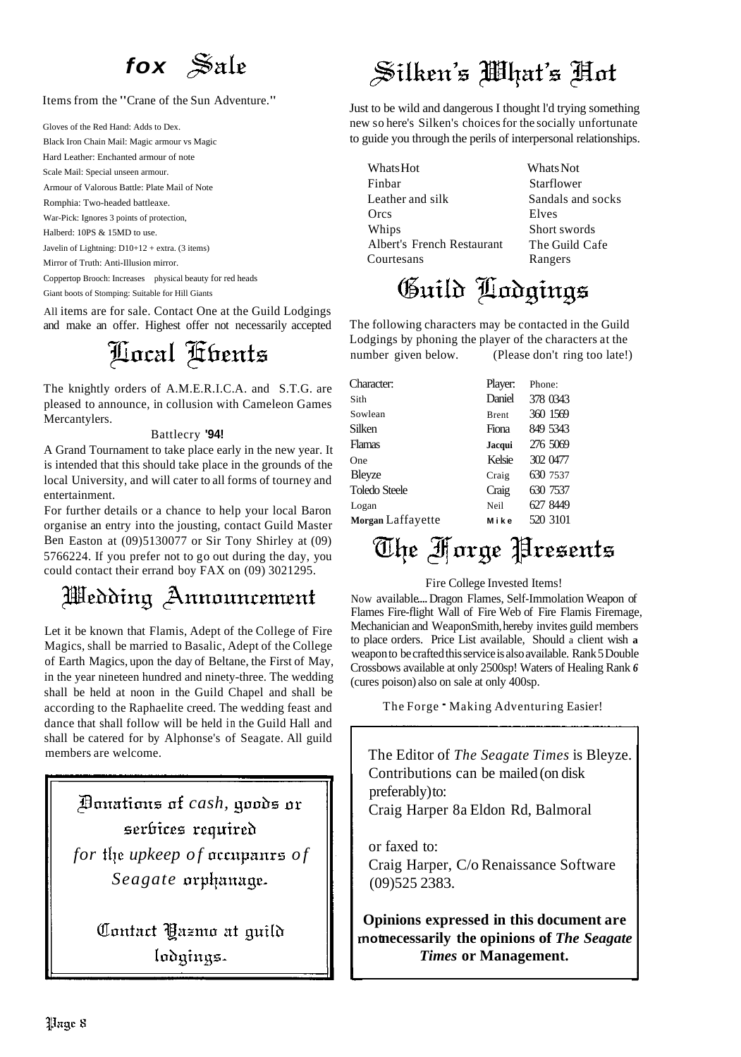# fox Sale

Items from the "Crane of the Sun Adventure."

Gloves of the Red Hand: Adds to Dex.
Black Iron Chain Mail: Magic armour vs Magic
Hard Leather: Enchanted armour of note
Scale Mail: Special unseen armour.
Armour of Valorous Battle: Plate Mail of Note
Romphia: Two-headed battleaxe.
War-Pick: Ignores 3 points of protection,
Halberd: 10PS & 15MD to use.
Javelin of Lightning: D10+12 + extra. (3 items)
Mirror of Truth: Anti-Illusion mirror.
Coppertop Brooch: Increases physical beauty for red heads
Giant boots of Stomping: Suitable for Hill Giants

All items are for sale. Contact One at the Guild Lodgings and make an offer. Highest offer not necessarily accepted

# Local Events

The knightly orders of A.M.E.R.I.C.A. and S.T.G. are pleased to announce, in collusion with Cameleon Games Mercantylers.

Battlecry **'94!**

A Grand Tournament to take place early in the new year. It is intended that this should take place in the grounds of the local University, and will cater to all forms of tourney and entertainment.

For further details or a chance to help your local Baron organise an entry into the jousting, contact Guild Master Ben Easton at (09)5130077 or Sir Tony Shirley at (09) 5766224. If you prefer not to go out during the day, you could contact their errand boy FAX on (09) 3021295.

# Wedding Announcement

Let it be known that Flamis, Adept of the College of Fire Magics, shall be married to Basalic, Adept of the College of Earth Magics, upon the day of Beltane, the First of May, in the year nineteen hundred and ninety-three. The wedding shall be held at noon in the Guild Chapel and shall be according to the Raphaelite creed. The wedding feast and dance that shall follow will be held in the Guild Hall and shall be catered for by Alphonse's of Seagate. All guild members are welcome.

Donations of *cash,* goods or services required *for* the *upkeep of* occupants *of Seagate* orphanage.

Contact Yazmo at guild lodgings.

# Silken's What's Hot

Just to be wild and dangerous I thought I'd trying something new so here's Silken's choices for the socially unfortunate to guide you through the perils of interpersonal relationships.

| Whats Hot | Whats Not |
|---|---|
| Finbar | Starflower |
| Leather and silk | Sandals and socks |
| Orcs | Elves |
| Whips | Short swords |
| Albert's French Restaurant | The Guild Cafe |
| Courtesans | Rangers |

# Guild Lodgings

The following characters may be contacted in the Guild Lodgings by phoning the player of the characters at the number given below. (Please don't ring too late!)

| Character: | Player: | Phone: |
|---|---|---|
| Sith | Daniel | 378 0343 |
| Sowlean | Brent | 360 1569 |
| Silken | Fiona | 849 5343 |
| Flamas | **Jacqui** | 276 5069 |
| One | Kelsie | 302 0477 |
| Bleyze | Craig | 630 7537 |
| Toledo Steele | Craig | 630 7537 |
| Logan | Neil | 627 8449 |
| **Morgan** Laffayette | **Mike** | 520 3101 |

# The Forge Presents

Fire College Invested Items!

Now available.... Dragon Flames, Self-Immolation Weapon of Flames Fire-flight Wall of Fire Web of Fire Flamis Firemage, Mechanician and WeaponSmith, hereby invites guild members to place orders. Price List available, Should a client wish **a** weapon to be crafted this service is also available. Rank 5 Double Crossbows available at only 2500sp! Waters of Healing Rank ***6*** (cures poison) also on sale at only 400sp.

The Forge - Making Adventuring Easier!

The Editor of *The Seagate Times* is Bleyze. Contributions can be mailed (on disk preferably) to:
Craig Harper 8a Eldon Rd, Balmoral

or faxed to:
Craig Harper, C/o Renaissance Software (09)525 2383.

**Opinions expressed in this document are not necessarily the opinions of *The Seagate Times* or Management.**